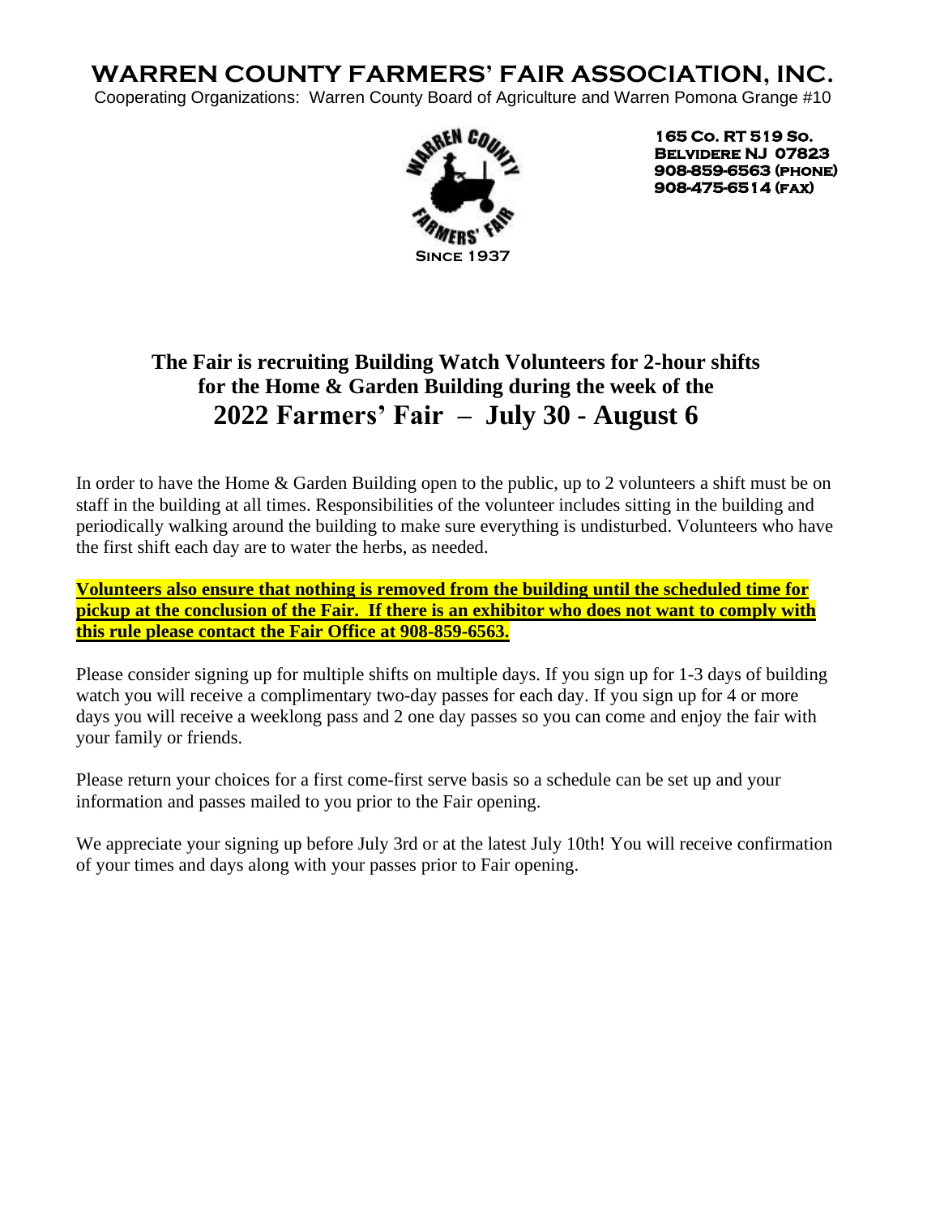# WARREN COUNTY FARMERS' FAIR ASSOCIATION, INC.

Cooperating Organizations: Warren County Board of Agriculture and Warren Pomona Grange #10

SINCE 1937

165 CO. RT 519 SO.
BELVIDERE NJ 07823
908-859-6563 (PHONE)
908-475-6514 (FAX)

## The Fair is recruiting Building Watch Volunteers for 2-hour shifts for the Home & Garden Building during the week of the 2022 Farmers' Fair – July 30 - August 6

In order to have the Home & Garden Building open to the public, up to 2 volunteers a shift must be on staff in the building at all times. Responsibilities of the volunteer includes sitting in the building and periodically walking around the building to make sure everything is undisturbed. Volunteers who have the first shift each day are to water the herbs, as needed.

**Volunteers also ensure that nothing is removed from the building until the scheduled time for pickup at the conclusion of the Fair. If there is an exhibitor who does not want to comply with this rule please contact the Fair Office at 908-859-6563.**

Please consider signing up for multiple shifts on multiple days. If you sign up for 1-3 days of building watch you will receive a complimentary two-day passes for each day. If you sign up for 4 or more days you will receive a weeklong pass and 2 one day passes so you can come and enjoy the fair with your family or friends.

Please return your choices for a first come-first serve basis so a schedule can be set up and your information and passes mailed to you prior to the Fair opening.

We appreciate your signing up before July 3rd or at the latest July 10th! You will receive confirmation of your times and days along with your passes prior to Fair opening.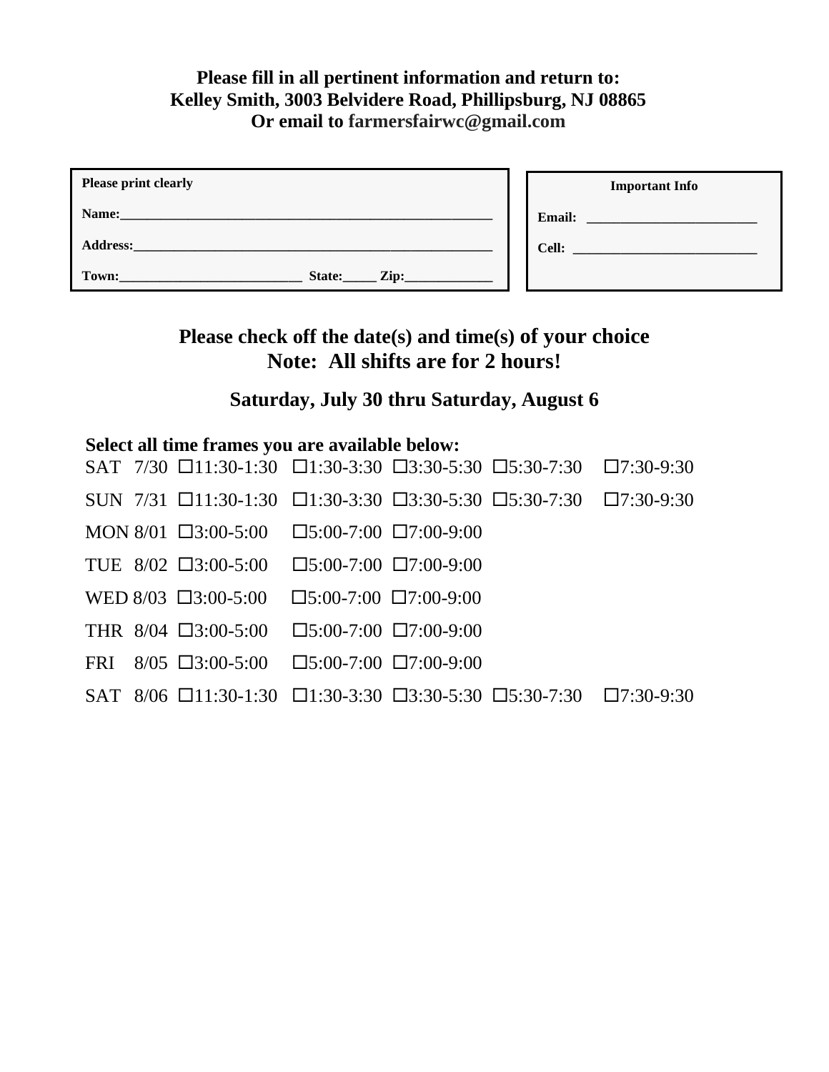**Please fill in all pertinent information and return to:**
**Kelley Smith, 3003 Belvidere Road, Phillipsburg, NJ 08865**
**Or email to farmersfairwc@gmail.com**

**Please print clearly**

**Name:**\_\_\_\_\_\_\_\_\_\_\_\_\_\_\_\_\_\_\_\_\_\_\_\_\_\_\_\_\_\_\_\_\_\_\_\_\_\_\_\_\_\_\_\_\_\_\_\_\_\_\_\_\_\_\_\_\_

**Address:**\_\_\_\_\_\_\_\_\_\_\_\_\_\_\_\_\_\_\_\_\_\_\_\_\_\_\_\_\_\_\_\_\_\_\_\_\_\_\_\_\_\_\_\_\_\_\_\_\_\_\_\_\_\_\_

**Town:**\_\_\_\_\_\_\_\_\_\_\_\_\_\_\_\_\_\_\_\_\_\_\_\_\_\_\_\_ **State:**\_\_\_\_\_ **Zip:**\_\_\_\_\_\_\_\_\_\_\_\_\_

**Important Info**

**Email:** \_\_\_\_\_\_\_\_\_\_\_\_\_\_\_\_\_\_\_\_\_\_\_\_\_\_

**Cell:** \_\_\_\_\_\_\_\_\_\_\_\_\_\_\_\_\_\_\_\_\_\_\_\_\_\_\_\_

## Please check off the date(s) and time(s) of your choice
## Note: All shifts are for 2 hours!

### Saturday, July 30 thru Saturday, August 6

**Select all time frames you are available below:**

| | | | | | | |
|---|---|---|---|---|---|---|
| SAT | 7/30 | ☐11:30-1:30 | ☐1:30-3:30 | ☐3:30-5:30 | ☐5:30-7:30 | ☐7:30-9:30 |
| SUN | 7/31 | ☐11:30-1:30 | ☐1:30-3:30 | ☐3:30-5:30 | ☐5:30-7:30 | ☐7:30-9:30 |
| MON | 8/01 | ☐3:00-5:00 | ☐5:00-7:00 | ☐7:00-9:00 | | |
| TUE | 8/02 | ☐3:00-5:00 | ☐5:00-7:00 | ☐7:00-9:00 | | |
| WED | 8/03 | ☐3:00-5:00 | ☐5:00-7:00 | ☐7:00-9:00 | | |
| THR | 8/04 | ☐3:00-5:00 | ☐5:00-7:00 | ☐7:00-9:00 | | |
| FRI | 8/05 | ☐3:00-5:00 | ☐5:00-7:00 | ☐7:00-9:00 | | |
| SAT | 8/06 | ☐11:30-1:30 | ☐1:30-3:30 | ☐3:30-5:30 | ☐5:30-7:30 | ☐7:30-9:30 |